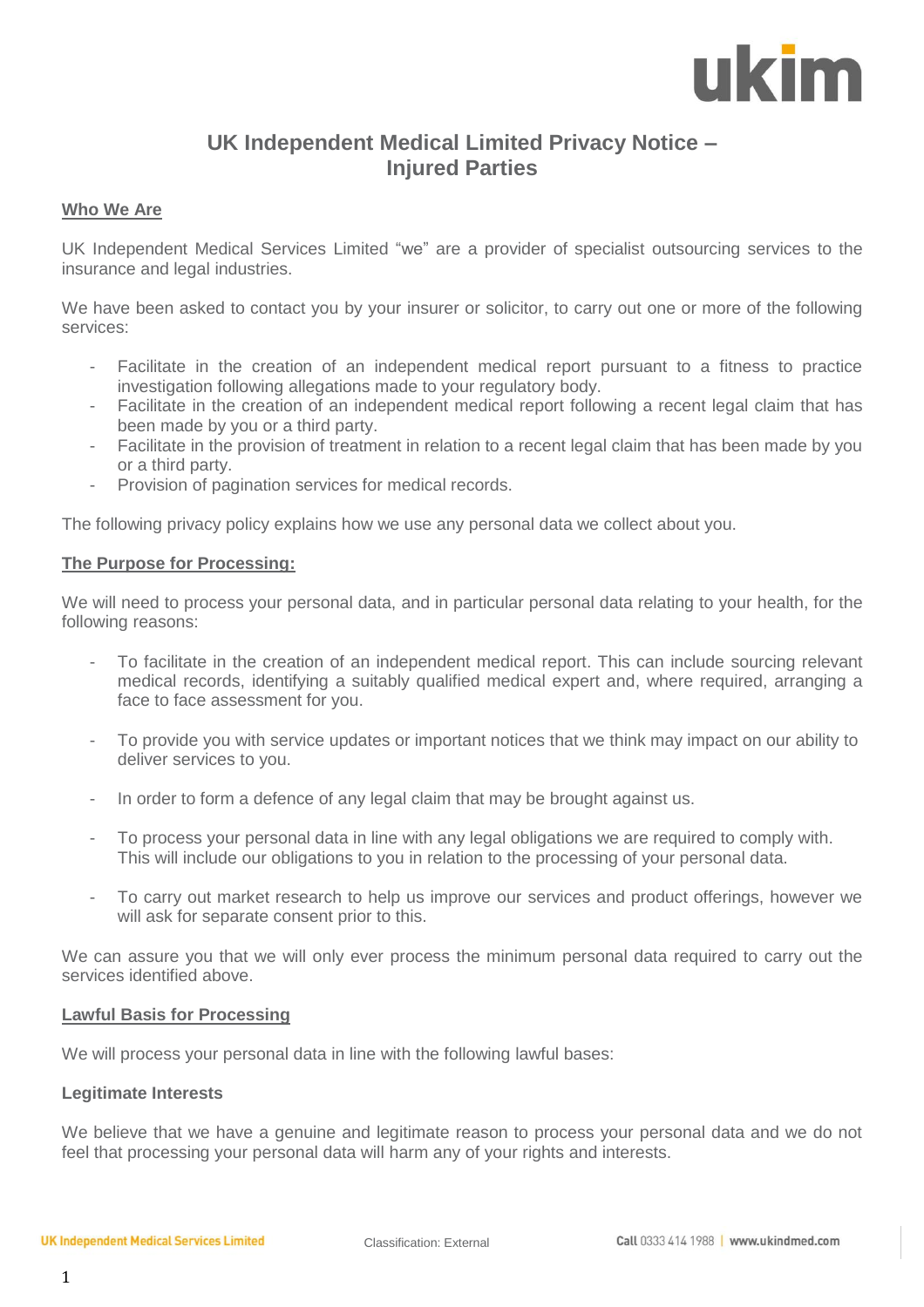# UK Independent Medical Limited Privacy Notice – Injured Parties

## Who We Are

UK Independent Medical Services Limited “we” are a provider of specialist outsourcing services to the insurance and legal industries.

We have been asked to contact you by your insurer or solicitor, to carry out one or more of the following services:

- Facilitate in the creation of an independent medical report pursuant to a fitness to practice investigation following allegations made to your regulatory body.
- Facilitate in the creation of an independent medical report following a recent legal claim that has been made by you or a third party.
- Facilitate in the provision of treatment in relation to a recent legal claim that has been made by you or a third party.
- Provision of pagination services for medical records.

The following privacy policy explains how we use any personal data we collect about you.

## The Purpose for Processing:

We will need to process your personal data, and in particular personal data relating to your health, for the following reasons:

- To facilitate in the creation of an independent medical report. This can include sourcing relevant medical records, identifying a suitably qualified medical expert and, where required, arranging a face to face assessment for you.

- To provide you with service updates or important notices that we think may impact on our ability to deliver services to you.

- In order to form a defence of any legal claim that may be brought against us.

- To process your personal data in line with any legal obligations we are required to comply with. This will include our obligations to you in relation to the processing of your personal data.

- To carry out market research to help us improve our services and product offerings, however we will ask for separate consent prior to this.

We can assure you that we will only ever process the minimum personal data required to carry out the services identified above.

## Lawful Basis for Processing

We will process your personal data in line with the following lawful bases:

### Legitimate Interests

We believe that we have a genuine and legitimate reason to process your personal data and we do not feel that processing your personal data will harm any of your rights and interests.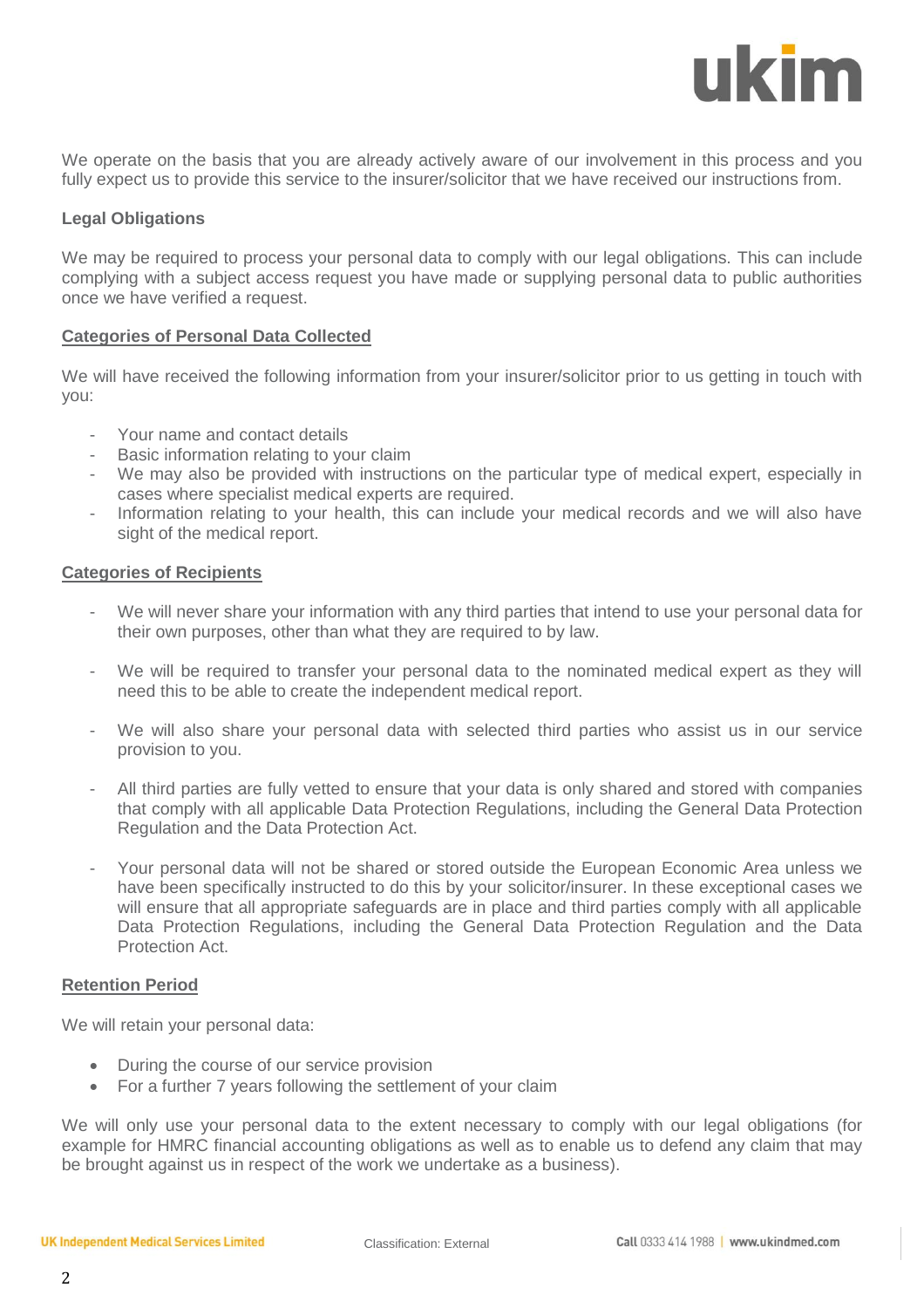We operate on the basis that you are already actively aware of our involvement in this process and you fully expect us to provide this service to the insurer/solicitor that we have received our instructions from.

**Legal Obligations**

We may be required to process your personal data to comply with our legal obligations. This can include complying with a subject access request you have made or supplying personal data to public authorities once we have verified a request.

**Categories of Personal Data Collected**

We will have received the following information from your insurer/solicitor prior to us getting in touch with you:

- Your name and contact details
- Basic information relating to your claim
- We may also be provided with instructions on the particular type of medical expert, especially in cases where specialist medical experts are required.
- Information relating to your health, this can include your medical records and we will also have sight of the medical report.

**Categories of Recipients**

- We will never share your information with any third parties that intend to use your personal data for their own purposes, other than what they are required to by law.

- We will be required to transfer your personal data to the nominated medical expert as they will need this to be able to create the independent medical report.

- We will also share your personal data with selected third parties who assist us in our service provision to you.

- All third parties are fully vetted to ensure that your data is only shared and stored with companies that comply with all applicable Data Protection Regulations, including the General Data Protection Regulation and the Data Protection Act.

- Your personal data will not be shared or stored outside the European Economic Area unless we have been specifically instructed to do this by your solicitor/insurer. In these exceptional cases we will ensure that all appropriate safeguards are in place and third parties comply with all applicable Data Protection Regulations, including the General Data Protection Regulation and the Data Protection Act.

**Retention Period**

We will retain your personal data:

- During the course of our service provision
- For a further 7 years following the settlement of your claim

We will only use your personal data to the extent necessary to comply with our legal obligations (for example for HMRC financial accounting obligations as well as to enable us to defend any claim that may be brought against us in respect of the work we undertake as a business).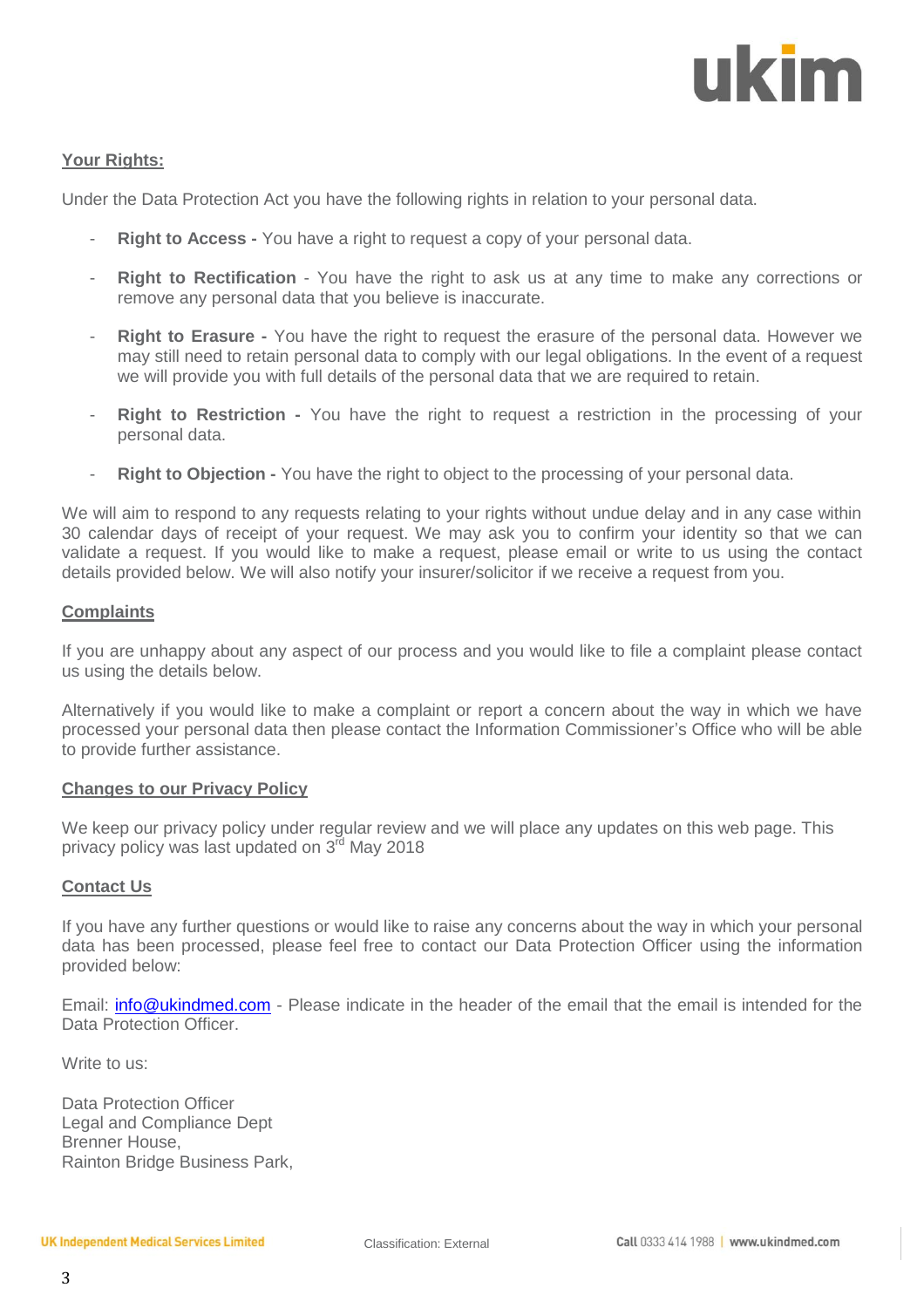## Your Rights:

Under the Data Protection Act you have the following rights in relation to your personal data.

- **Right to Access -** You have a right to request a copy of your personal data.
- **Right to Rectification** - You have the right to ask us at any time to make any corrections or remove any personal data that you believe is inaccurate.
- **Right to Erasure -** You have the right to request the erasure of the personal data. However we may still need to retain personal data to comply with our legal obligations. In the event of a request we will provide you with full details of the personal data that we are required to retain.
- **Right to Restriction -** You have the right to request a restriction in the processing of your personal data.
- **Right to Objection -** You have the right to object to the processing of your personal data.

We will aim to respond to any requests relating to your rights without undue delay and in any case within 30 calendar days of receipt of your request. We may ask you to confirm your identity so that we can validate a request. If you would like to make a request, please email or write to us using the contact details provided below. We will also notify your insurer/solicitor if we receive a request from you.

## Complaints

If you are unhappy about any aspect of our process and you would like to file a complaint please contact us using the details below.

Alternatively if you would like to make a complaint or report a concern about the way in which we have processed your personal data then please contact the Information Commissioner's Office who will be able to provide further assistance.

## Changes to our Privacy Policy

We keep our privacy policy under regular review and we will place any updates on this web page. This privacy policy was last updated on 3rd May 2018

## Contact Us

If you have any further questions or would like to raise any concerns about the way in which your personal data has been processed, please feel free to contact our Data Protection Officer using the information provided below:

Email: info@ukindmed.com - Please indicate in the header of the email that the email is intended for the Data Protection Officer.

Write to us:

Data Protection Officer
Legal and Compliance Dept
Brenner House,
Rainton Bridge Business Park,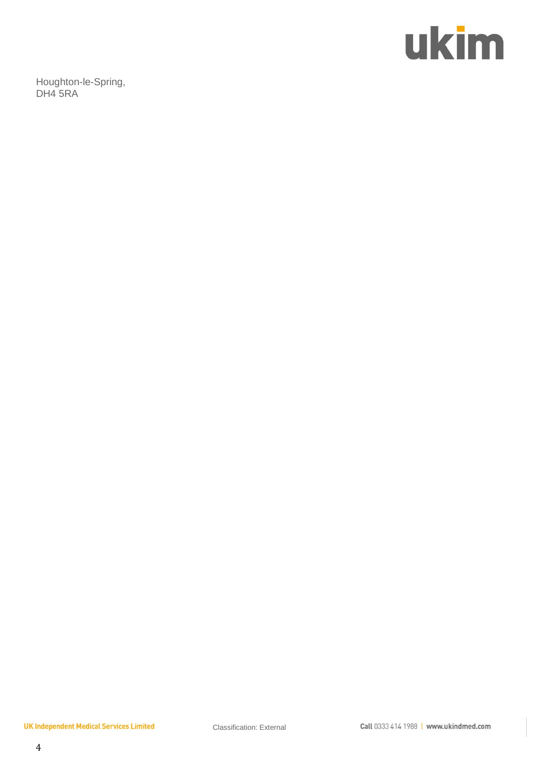Houghton-le-Spring,
DH4 5RA